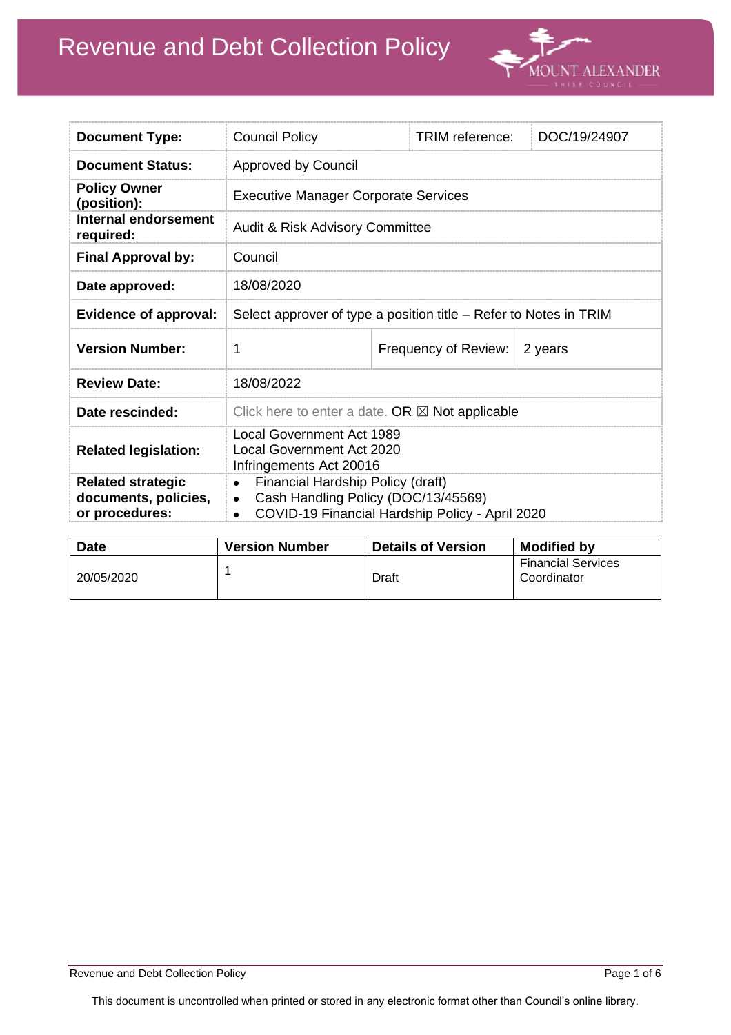# Revenue and Debt Collection Policy

| | | | |
|---|---|---|---|
| **Document Type:** | Council Policy | TRIM reference: | DOC/19/24907 |
| **Document Status:** | Approved by Council | | |
| **Policy Owner (position):** | Executive Manager Corporate Services | | |
| **Internal endorsement required:** | Audit & Risk Advisory Committee | | |
| **Final Approval by:** | Council | | |
| **Date approved:** | 18/08/2020 | | |
| **Evidence of approval:** | Select approver of type a position title – Refer to Notes in TRIM | | |
| **Version Number:** | 1 | Frequency of Review: | 2 years |
| **Review Date:** | 18/08/2022 | | |
| **Date rescinded:** | Click here to enter a date. OR ☒ Not applicable | | |
| **Related legislation:** | Local Government Act 1989<br>Local Government Act 2020<br>Infringements Act 20016 | | |
| **Related strategic documents, policies, or procedures:** | • Financial Hardship Policy (draft)<br>• Cash Handling Policy (DOC/13/45569)<br>• COVID-19 Financial Hardship Policy - April 2020 | | |

| Date | Version Number | Details of Version | Modified by |
|---|---|---|---|
| 20/05/2020 | 1 | Draft | Financial Services Coordinator |

This document is uncontrolled when printed or stored in any electronic format other than Council's online library.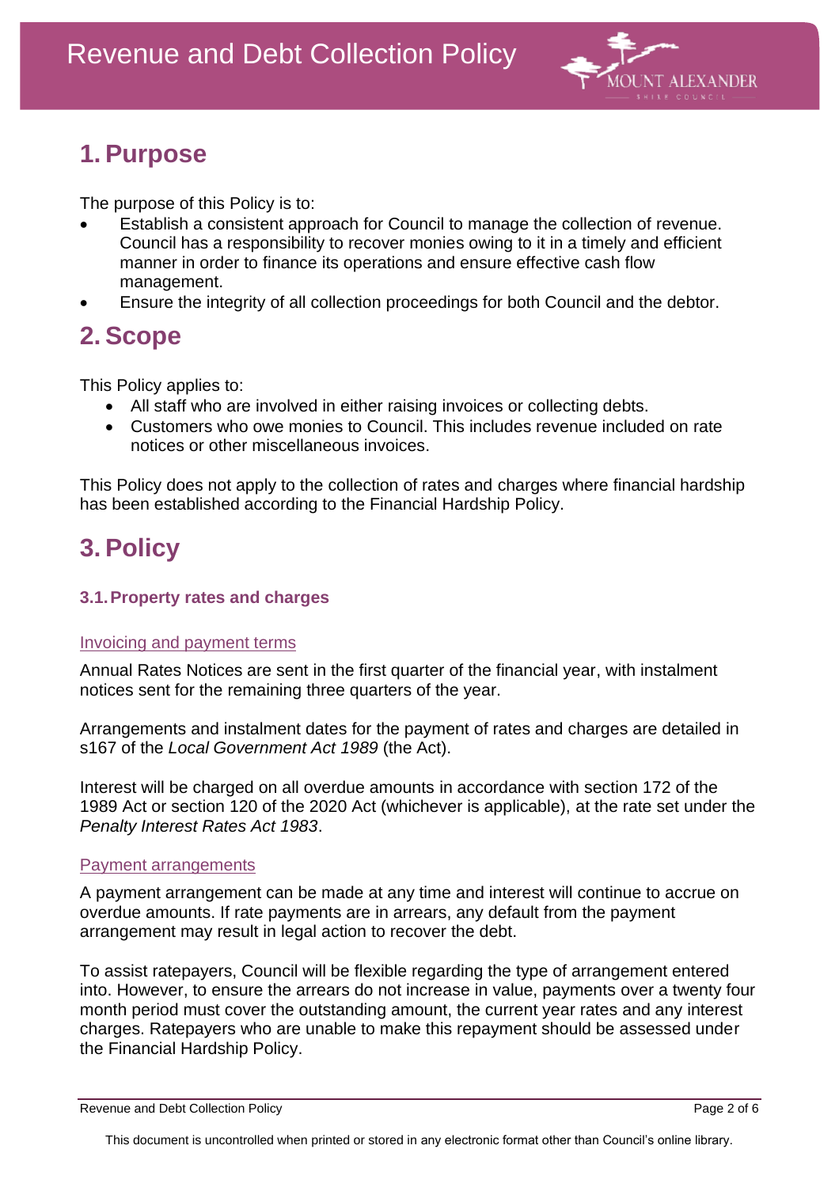# 1. Purpose

The purpose of this Policy is to:

- Establish a consistent approach for Council to manage the collection of revenue. Council has a responsibility to recover monies owing to it in a timely and efficient manner in order to finance its operations and ensure effective cash flow management.
- Ensure the integrity of all collection proceedings for both Council and the debtor.

# 2. Scope

This Policy applies to:

- All staff who are involved in either raising invoices or collecting debts.
- Customers who owe monies to Council. This includes revenue included on rate notices or other miscellaneous invoices.

This Policy does not apply to the collection of rates and charges where financial hardship has been established according to the Financial Hardship Policy.

# 3. Policy

## 3.1. Property rates and charges

### Invoicing and payment terms

Annual Rates Notices are sent in the first quarter of the financial year, with instalment notices sent for the remaining three quarters of the year.

Arrangements and instalment dates for the payment of rates and charges are detailed in s167 of the *Local Government Act 1989* (the Act).

Interest will be charged on all overdue amounts in accordance with section 172 of the 1989 Act or section 120 of the 2020 Act (whichever is applicable), at the rate set under the *Penalty Interest Rates Act 1983*.

### Payment arrangements

A payment arrangement can be made at any time and interest will continue to accrue on overdue amounts. If rate payments are in arrears, any default from the payment arrangement may result in legal action to recover the debt.

To assist ratepayers, Council will be flexible regarding the type of arrangement entered into. However, to ensure the arrears do not increase in value, payments over a twenty four month period must cover the outstanding amount, the current year rates and any interest charges. Ratepayers who are unable to make this repayment should be assessed under the Financial Hardship Policy.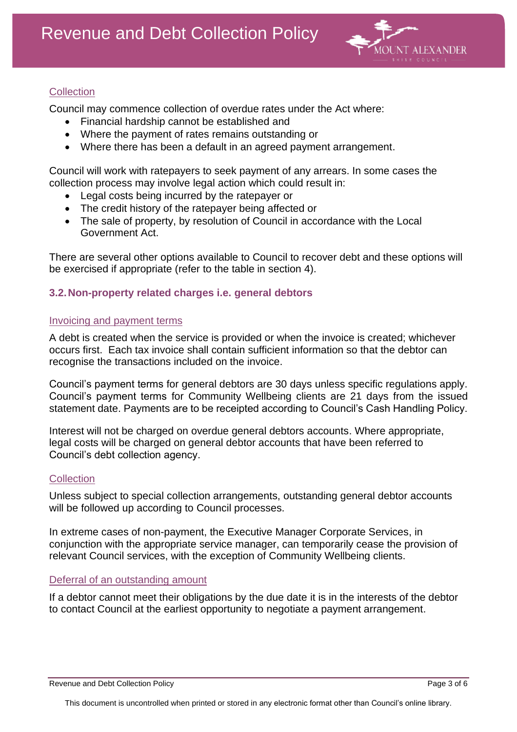Collection

Council may commence collection of overdue rates under the Act where:

- Financial hardship cannot be established and
- Where the payment of rates remains outstanding or
- Where there has been a default in an agreed payment arrangement.

Council will work with ratepayers to seek payment of any arrears. In some cases the collection process may involve legal action which could result in:

- Legal costs being incurred by the ratepayer or
- The credit history of the ratepayer being affected or
- The sale of property, by resolution of Council in accordance with the Local Government Act.

There are several other options available to Council to recover debt and these options will be exercised if appropriate (refer to the table in section 4).

### 3.2. Non-property related charges i.e. general debtors

Invoicing and payment terms

A debt is created when the service is provided or when the invoice is created; whichever occurs first. Each tax invoice shall contain sufficient information so that the debtor can recognise the transactions included on the invoice.

Council's payment terms for general debtors are 30 days unless specific regulations apply. Council's payment terms for Community Wellbeing clients are 21 days from the issued statement date. Payments are to be receipted according to Council's Cash Handling Policy.

Interest will not be charged on overdue general debtors accounts. Where appropriate, legal costs will be charged on general debtor accounts that have been referred to Council's debt collection agency.

Collection

Unless subject to special collection arrangements, outstanding general debtor accounts will be followed up according to Council processes.

In extreme cases of non-payment, the Executive Manager Corporate Services, in conjunction with the appropriate service manager, can temporarily cease the provision of relevant Council services, with the exception of Community Wellbeing clients.

Deferral of an outstanding amount

If a debtor cannot meet their obligations by the due date it is in the interests of the debtor to contact Council at the earliest opportunity to negotiate a payment arrangement.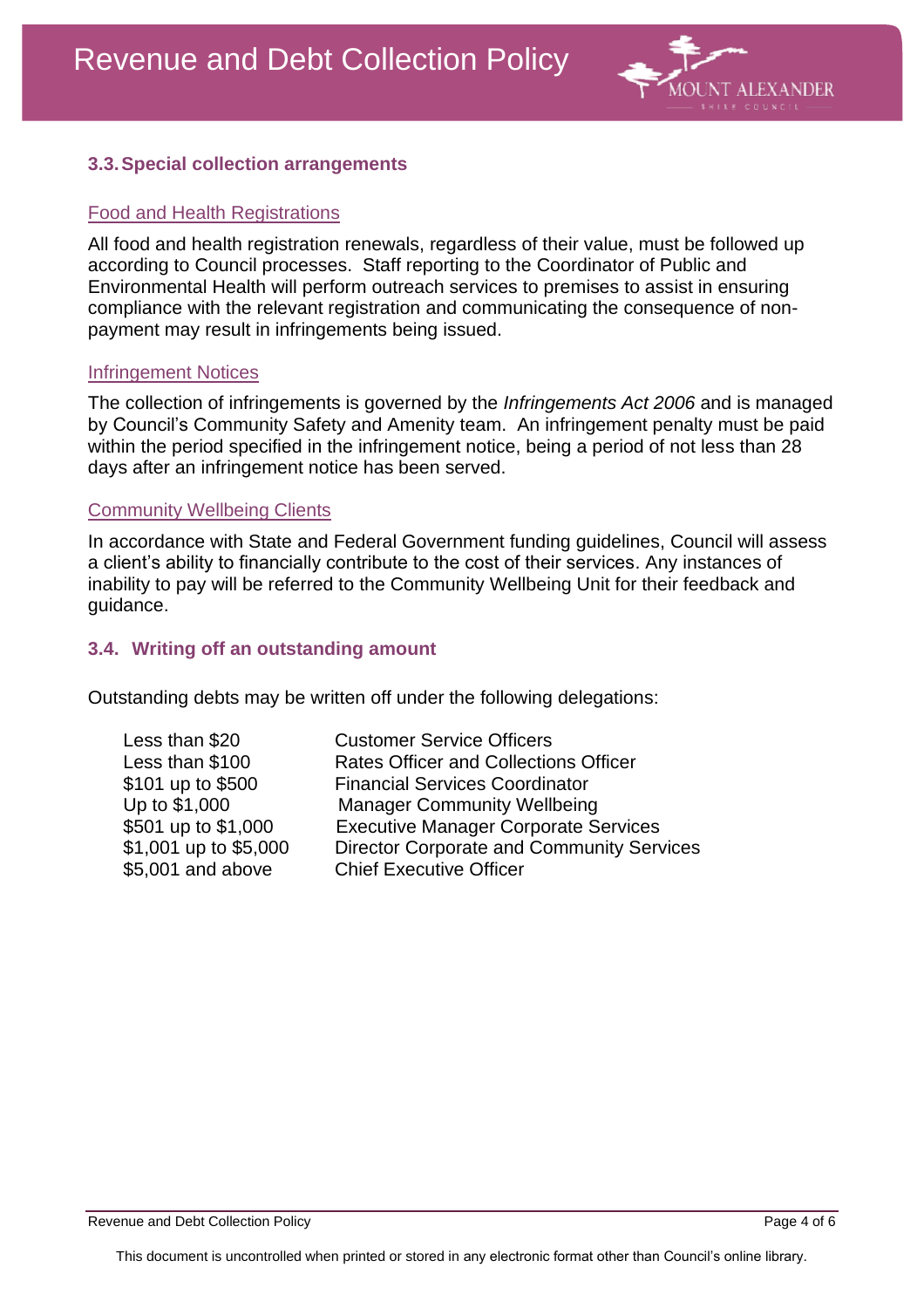### 3.3. Special collection arrangements

Food and Health Registrations

All food and health registration renewals, regardless of their value, must be followed up according to Council processes. Staff reporting to the Coordinator of Public and Environmental Health will perform outreach services to premises to assist in ensuring compliance with the relevant registration and communicating the consequence of non-payment may result in infringements being issued.

Infringement Notices

The collection of infringements is governed by the *Infringements Act 2006* and is managed by Council's Community Safety and Amenity team. An infringement penalty must be paid within the period specified in the infringement notice, being a period of not less than 28 days after an infringement notice has been served.

Community Wellbeing Clients

In accordance with State and Federal Government funding guidelines, Council will assess a client's ability to financially contribute to the cost of their services. Any instances of inability to pay will be referred to the Community Wellbeing Unit for their feedback and guidance.

### 3.4. Writing off an outstanding amount

Outstanding debts may be written off under the following delegations:

| | |
|---|---|
| Less than $20 | Customer Service Officers |
| Less than $100 | Rates Officer and Collections Officer |
| $101 up to $500 | Financial Services Coordinator |
| Up to $1,000 | Manager Community Wellbeing |
| $501 up to $1,000 | Executive Manager Corporate Services |
| $1,001 up to $5,000 | Director Corporate and Community Services |
| $5,001 and above | Chief Executive Officer |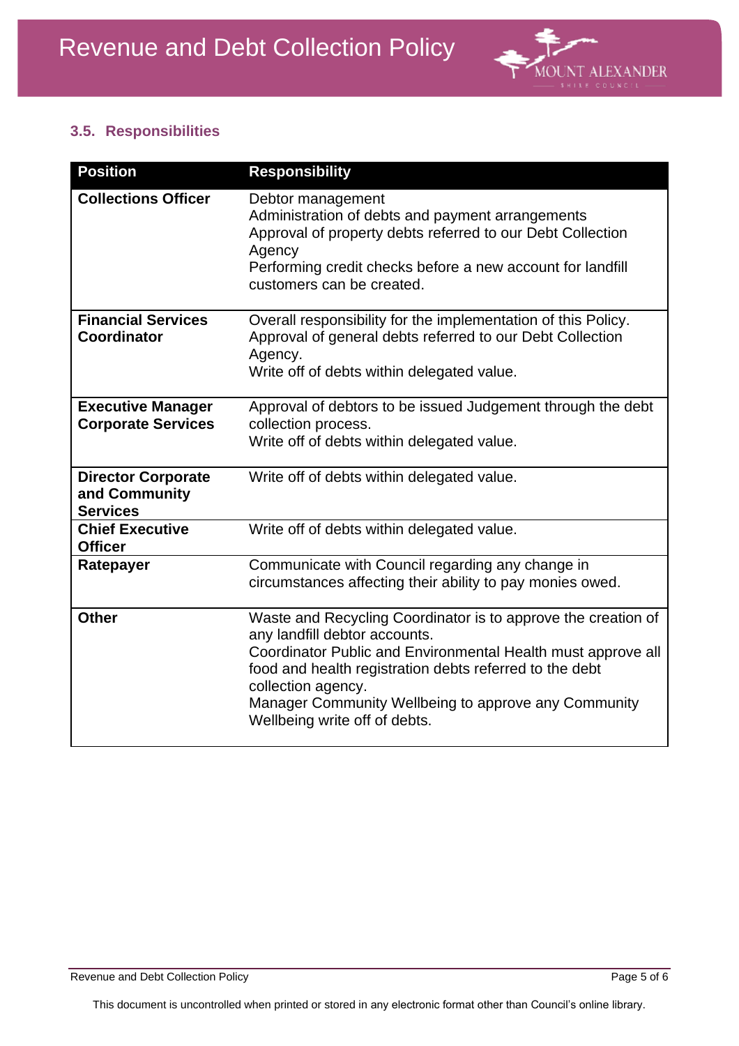### 3.5. Responsibilities

| Position | Responsibility |
|---|---|
| **Collections Officer** | Debtor management<br>Administration of debts and payment arrangements<br>Approval of property debts referred to our Debt Collection Agency<br>Performing credit checks before a new account for landfill customers can be created. |
| **Financial Services Coordinator** | Overall responsibility for the implementation of this Policy.<br>Approval of general debts referred to our Debt Collection Agency.<br>Write off of debts within delegated value. |
| **Executive Manager Corporate Services** | Approval of debtors to be issued Judgement through the debt collection process.<br>Write off of debts within delegated value. |
| **Director Corporate and Community Services** | Write off of debts within delegated value. |
| **Chief Executive Officer** | Write off of debts within delegated value. |
| **Ratepayer** | Communicate with Council regarding any change in circumstances affecting their ability to pay monies owed. |
| **Other** | Waste and Recycling Coordinator is to approve the creation of any landfill debtor accounts.<br>Coordinator Public and Environmental Health must approve all food and health registration debts referred to the debt collection agency.<br>Manager Community Wellbeing to approve any Community Wellbeing write off of debts. |

This document is uncontrolled when printed or stored in any electronic format other than Council's online library.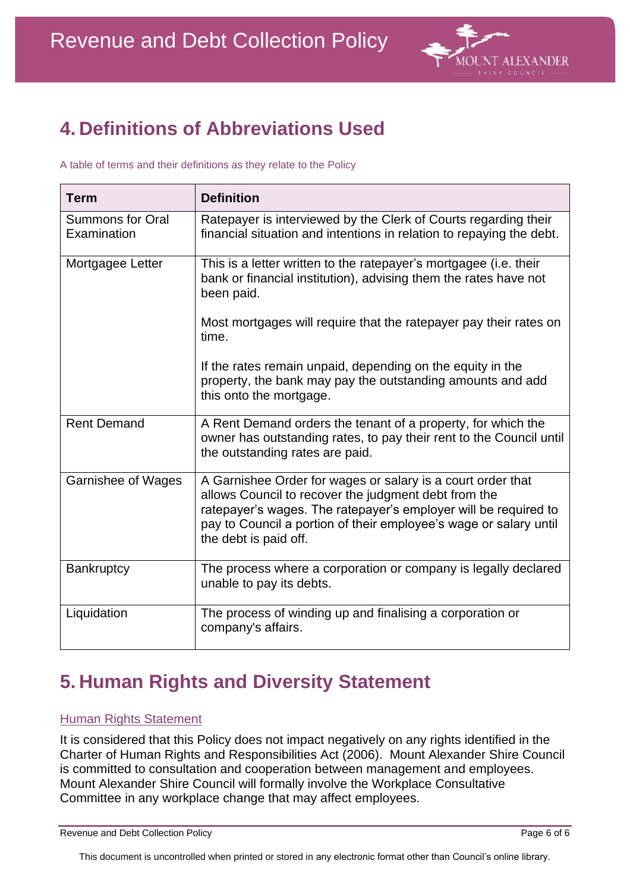# 4. Definitions of Abbreviations Used

A table of terms and their definitions as they relate to the Policy

| Term | Definition |
| --- | --- |
| Summons for Oral Examination | Ratepayer is interviewed by the Clerk of Courts regarding their financial situation and intentions in relation to repaying the debt. |
| Mortgagee Letter | This is a letter written to the ratepayer's mortgagee (i.e. their bank or financial institution), advising them the rates have not been paid.<br><br>Most mortgages will require that the ratepayer pay their rates on time.<br><br>If the rates remain unpaid, depending on the equity in the property, the bank may pay the outstanding amounts and add this onto the mortgage. |
| Rent Demand | A Rent Demand orders the tenant of a property, for which the owner has outstanding rates, to pay their rent to the Council until the outstanding rates are paid. |
| Garnishee of Wages | A Garnishee Order for wages or salary is a court order that allows Council to recover the judgment debt from the ratepayer's wages. The ratepayer's employer will be required to pay to Council a portion of their employee's wage or salary until the debt is paid off. |
| Bankruptcy | The process where a corporation or company is legally declared unable to pay its debts. |
| Liquidation | The process of winding up and finalising a corporation or company's affairs. |

# 5. Human Rights and Diversity Statement

Human Rights Statement

It is considered that this Policy does not impact negatively on any rights identified in the Charter of Human Rights and Responsibilities Act (2006). Mount Alexander Shire Council is committed to consultation and cooperation between management and employees. Mount Alexander Shire Council will formally involve the Workplace Consultative Committee in any workplace change that may affect employees.